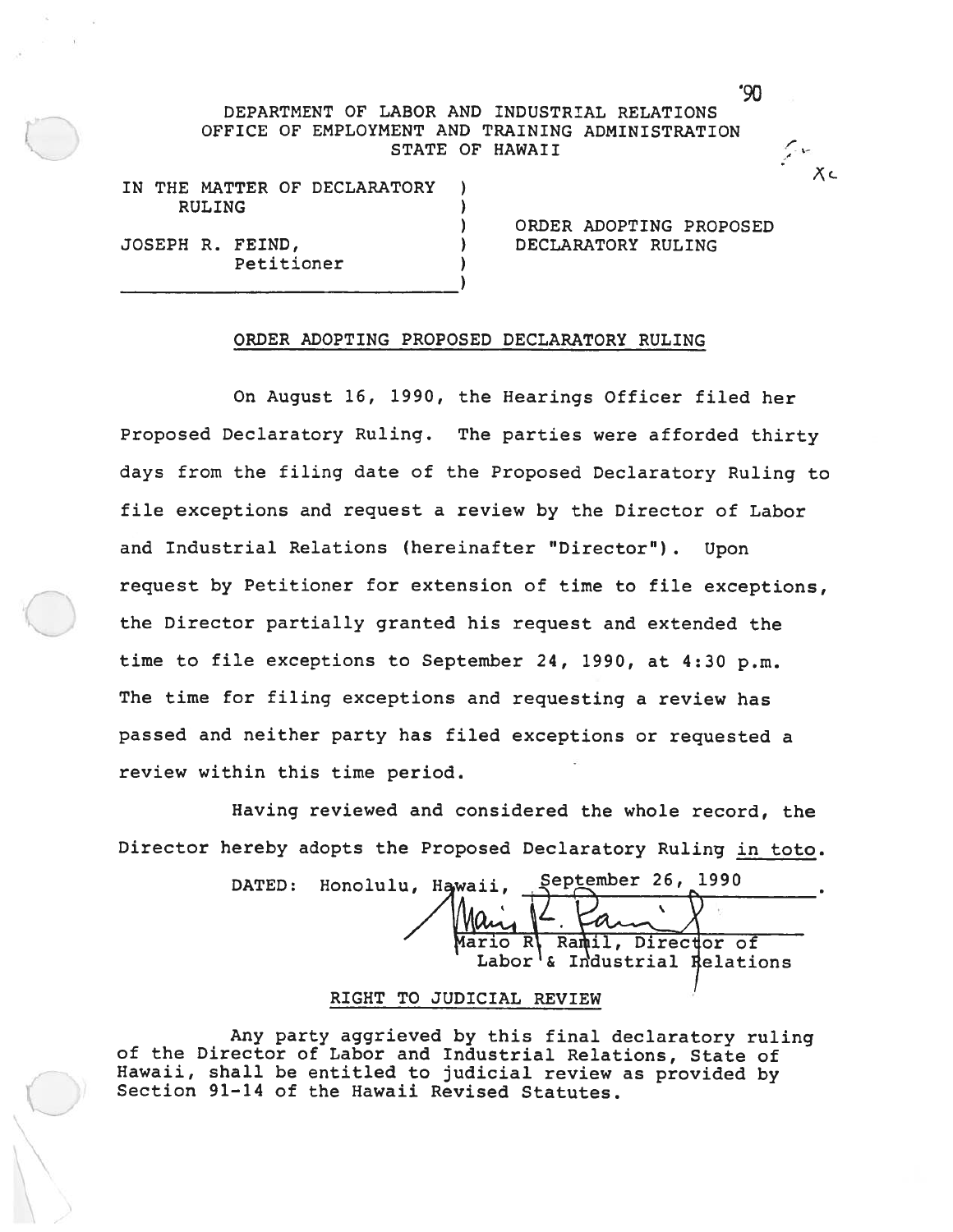DEPARTMENT OF LABOR AND INDUSTRIAL RELATIONS
OFFICE OF EMPLOYMENT AND TRAINING ADMINISTRATION
STATE OF HAWAII

| | |
|---|---|
| IN THE MATTER OF DECLARATORY RULING<br><br>JOSEPH R. FEIND,<br>Petitioner | ORDER ADOPTING PROPOSED DECLARATORY RULING |

## ORDER ADOPTING PROPOSED DECLARATORY RULING

On August 16, 1990, the Hearings Officer filed her Proposed Declaratory Ruling. The parties were afforded thirty days from the filing date of the Proposed Declaratory Ruling to file exceptions and request a review by the Director of Labor and Industrial Relations (hereinafter "Director"). Upon request by Petitioner for extension of time to file exceptions, the Director partially granted his request and extended the time to file exceptions to September 24, 1990, at 4:30 p.m. The time for filing exceptions and requesting a review has passed and neither party has filed exceptions or requested a review within this time period.

Having reviewed and considered the whole record, the Director hereby adopts the Proposed Declaratory Ruling *in toto*.

DATED: Honolulu, Hawaii, September 26, 1990.

Mario R. Ramil, Director of Labor & Industrial Relations

## RIGHT TO JUDICIAL REVIEW

Any party aggrieved by this final declaratory ruling of the Director of Labor and Industrial Relations, State of Hawaii, shall be entitled to judicial review as provided by Section 91-14 of the Hawaii Revised Statutes.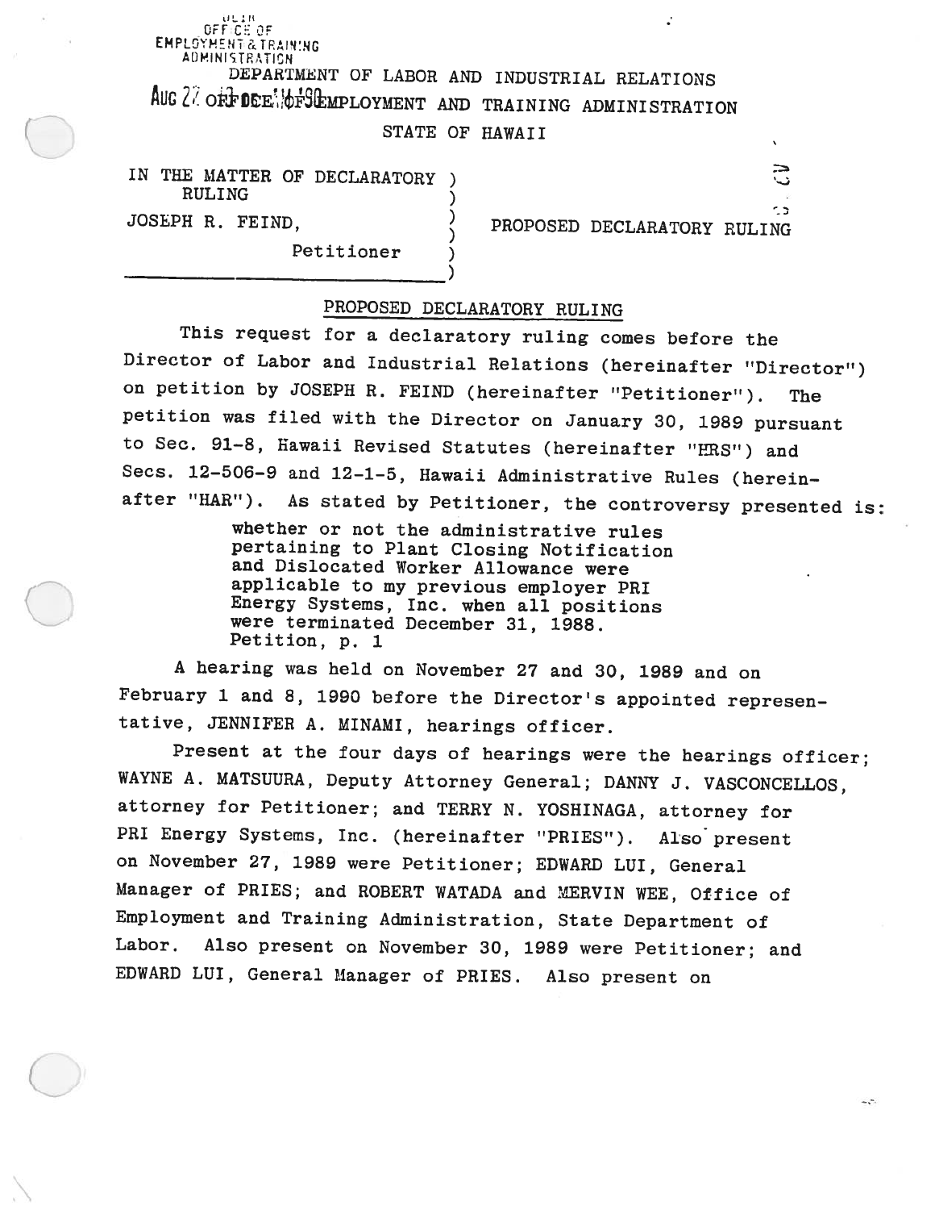DEPARTMENT OF LABOR AND INDUSTRIAL RELATIONS

OFFICE OF EMPLOYMENT AND TRAINING ADMINISTRATION

STATE OF HAWAII

IN THE MATTER OF DECLARATORY RULING

JOSEPH R. FEIND,

Petitioner

PROPOSED DECLARATORY RULING

## PROPOSED DECLARATORY RULING

This request for a declaratory ruling comes before the Director of Labor and Industrial Relations (hereinafter "Director") on petition by JOSEPH R. FEIND (hereinafter "Petitioner"). The petition was filed with the Director on January 30, 1989 pursuant to Sec. 91-8, Hawaii Revised Statutes (hereinafter "HRS") and Secs. 12-506-9 and 12-1-5, Hawaii Administrative Rules (hereinafter "HAR"). As stated by Petitioner, the controversy presented is:

> whether or not the administrative rules pertaining to Plant Closing Notification and Dislocated Worker Allowance were applicable to my previous employer PRI Energy Systems, Inc. when all positions were terminated December 31, 1988.
> Petition, p. 1

A hearing was held on November 27 and 30, 1989 and on February 1 and 8, 1990 before the Director's appointed representative, JENNIFER A. MINAMI, hearings officer.

Present at the four days of hearings were the hearings officer; WAYNE A. MATSUURA, Deputy Attorney General; DANNY J. VASCONCELLOS, attorney for Petitioner; and TERRY N. YOSHINAGA, attorney for PRI Energy Systems, Inc. (hereinafter "PRIES"). Also present on November 27, 1989 were Petitioner; EDWARD LUI, General Manager of PRIES; and ROBERT WATADA and MERVIN WEE, Office of Employment and Training Administration, State Department of Labor. Also present on November 30, 1989 were Petitioner; and EDWARD LUI, General Manager of PRIES. Also present on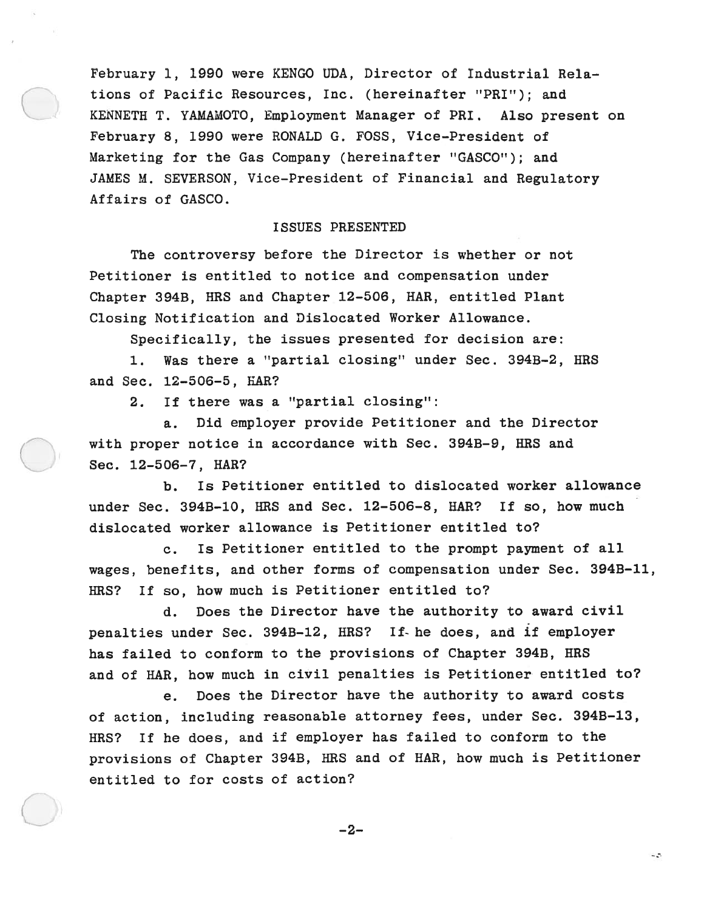February 1, 1990 were KENGO UDA, Director of Industrial Relations of Pacific Resources, Inc. (hereinafter "PRI"); and KENNETH T. YAMAMOTO, Employment Manager of PRI. Also present on February 8, 1990 were RONALD G. FOSS, Vice-President of Marketing for the Gas Company (hereinafter "GASCO"); and JAMES M. SEVERSON, Vice-President of Financial and Regulatory Affairs of GASCO.

## ISSUES PRESENTED

The controversy before the Director is whether or not Petitioner is entitled to notice and compensation under Chapter 394B, HRS and Chapter 12-506, HAR, entitled Plant Closing Notification and Dislocated Worker Allowance.

Specifically, the issues presented for decision are:

1. Was there a "partial closing" under Sec. 394B-2, HRS and Sec. 12-506-5, HAR?

2. If there was a "partial closing":

   a. Did employer provide Petitioner and the Director with proper notice in accordance with Sec. 394B-9, HRS and Sec. 12-506-7, HAR?

   b. Is Petitioner entitled to dislocated worker allowance under Sec. 394B-10, HRS and Sec. 12-506-8, HAR? If so, how much dislocated worker allowance is Petitioner entitled to?

   c. Is Petitioner entitled to the prompt payment of all wages, benefits, and other forms of compensation under Sec. 394B-11, HRS? If so, how much is Petitioner entitled to?

   d. Does the Director have the authority to award civil penalties under Sec. 394B-12, HRS? If he does, and if employer has failed to conform to the provisions of Chapter 394B, HRS and of HAR, how much in civil penalties is Petitioner entitled to?

   e. Does the Director have the authority to award costs of action, including reasonable attorney fees, under Sec. 394B-13, HRS? If he does, and if employer has failed to conform to the provisions of Chapter 394B, HRS and of HAR, how much is Petitioner entitled to for costs of action?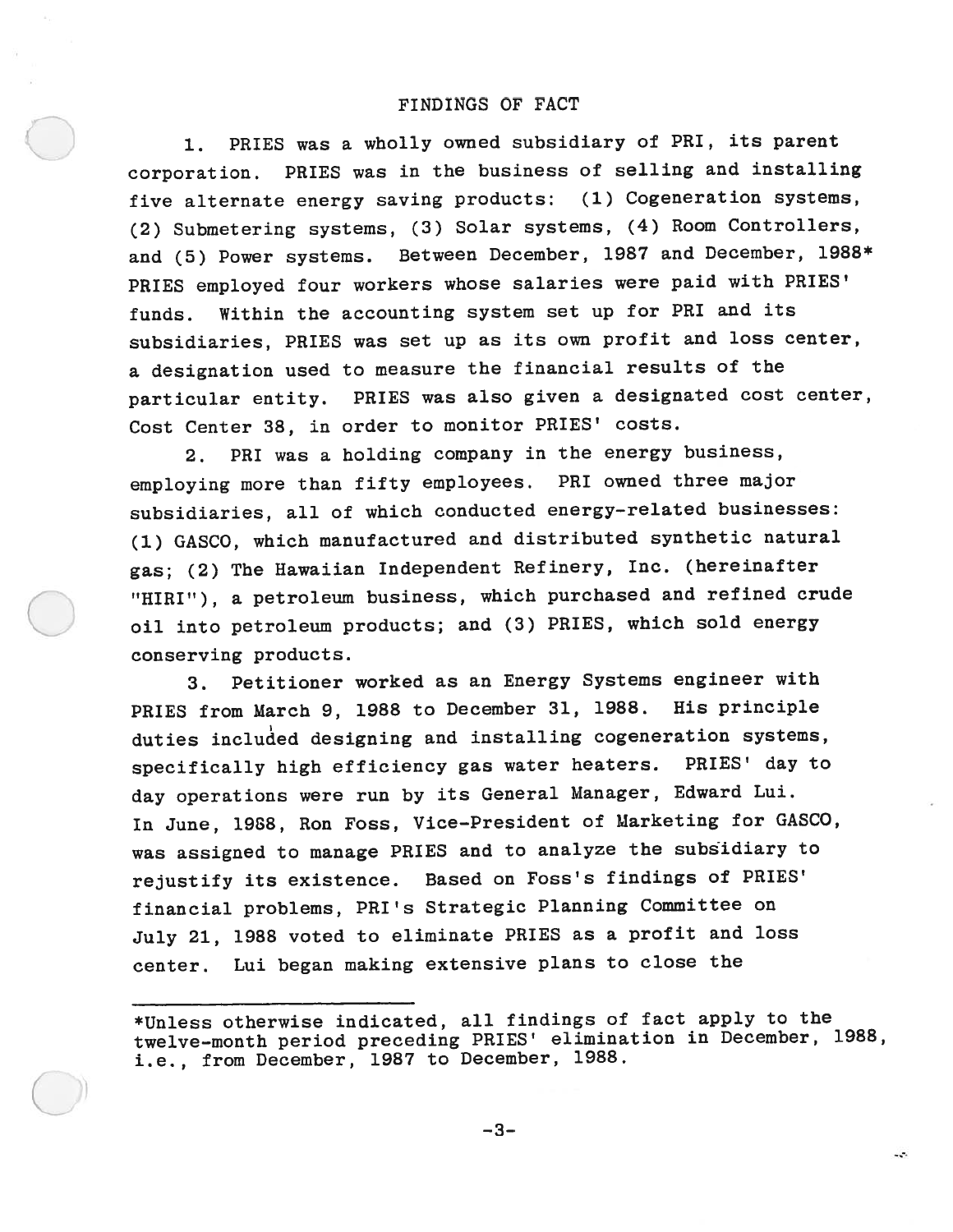## FINDINGS OF FACT

1. PRIES was a wholly owned subsidiary of PRI, its parent corporation. PRIES was in the business of selling and installing five alternate energy saving products: (1) Cogeneration systems, (2) Submetering systems, (3) Solar systems, (4) Room Controllers, and (5) Power systems. Between December, 1987 and December, 1988* PRIES employed four workers whose salaries were paid with PRIES' funds. Within the accounting system set up for PRI and its subsidiaries, PRIES was set up as its own profit and loss center, a designation used to measure the financial results of the particular entity. PRIES was also given a designated cost center, Cost Center 38, in order to monitor PRIES' costs.

2. PRI was a holding company in the energy business, employing more than fifty employees. PRI owned three major subsidiaries, all of which conducted energy-related businesses: (1) GASCO, which manufactured and distributed synthetic natural gas; (2) The Hawaiian Independent Refinery, Inc. (hereinafter "HIRI"), a petroleum business, which purchased and refined crude oil into petroleum products; and (3) PRIES, which sold energy conserving products.

3. Petitioner worked as an Energy Systems engineer with PRIES from March 9, 1988 to December 31, 1988. His principle duties included designing and installing cogeneration systems, specifically high efficiency gas water heaters. PRIES' day to day operations were run by its General Manager, Edward Lui. In June, 1988, Ron Foss, Vice-President of Marketing for GASCO, was assigned to manage PRIES and to analyze the subsidiary to rejustify its existence. Based on Foss's findings of PRIES' financial problems, PRI's Strategic Planning Committee on July 21, 1988 voted to eliminate PRIES as a profit and loss center. Lui began making extensive plans to close the

---

*Unless otherwise indicated, all findings of fact apply to the twelve-month period preceding PRIES' elimination in December, 1988, i.e., from December, 1987 to December, 1988.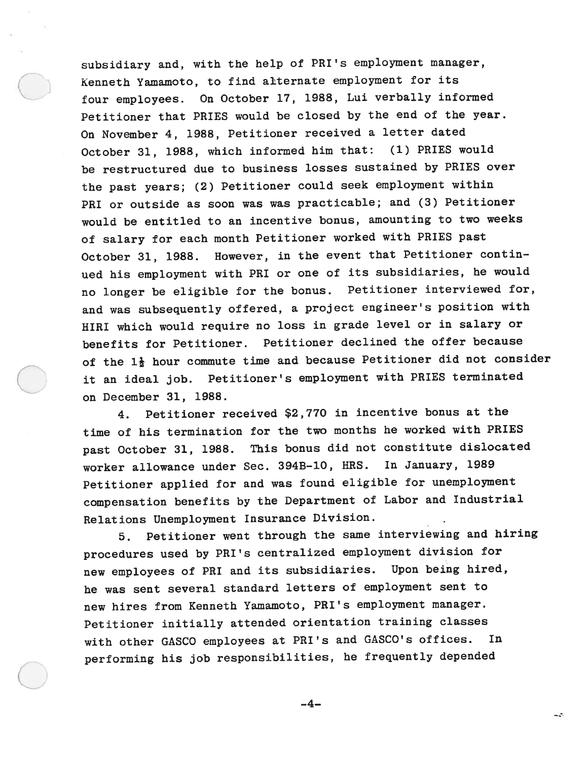subsidiary and, with the help of PRI's employment manager, Kenneth Yamamoto, to find alternate employment for its four employees. On October 17, 1988, Lui verbally informed Petitioner that PRIES would be closed by the end of the year. On November 4, 1988, Petitioner received a letter dated October 31, 1988, which informed him that: (1) PRIES would be restructured due to business losses sustained by PRIES over the past years; (2) Petitioner could seek employment within PRI or outside as soon was was practicable; and (3) Petitioner would be entitled to an incentive bonus, amounting to two weeks of salary for each month Petitioner worked with PRIES past October 31, 1988. However, in the event that Petitioner continued his employment with PRI or one of its subsidiaries, he would no longer be eligible for the bonus. Petitioner interviewed for, and was subsequently offered, a project engineer's position with HIRI which would require no loss in grade level or in salary or benefits for Petitioner. Petitioner declined the offer because of the 1½ hour commute time and because Petitioner did not consider it an ideal job. Petitioner's employment with PRIES terminated on December 31, 1988.

4. Petitioner received $2,770 in incentive bonus at the time of his termination for the two months he worked with PRIES past October 31, 1988. This bonus did not constitute dislocated worker allowance under Sec. 394B-10, HRS. In January, 1989 Petitioner applied for and was found eligible for unemployment compensation benefits by the Department of Labor and Industrial Relations Unemployment Insurance Division.

5. Petitioner went through the same interviewing and hiring procedures used by PRI's centralized employment division for new employees of PRI and its subsidiaries. Upon being hired, he was sent several standard letters of employment sent to new hires from Kenneth Yamamoto, PRI's employment manager. Petitioner initially attended orientation training classes with other GASCO employees at PRI's and GASCO's offices. In performing his job responsibilities, he frequently depended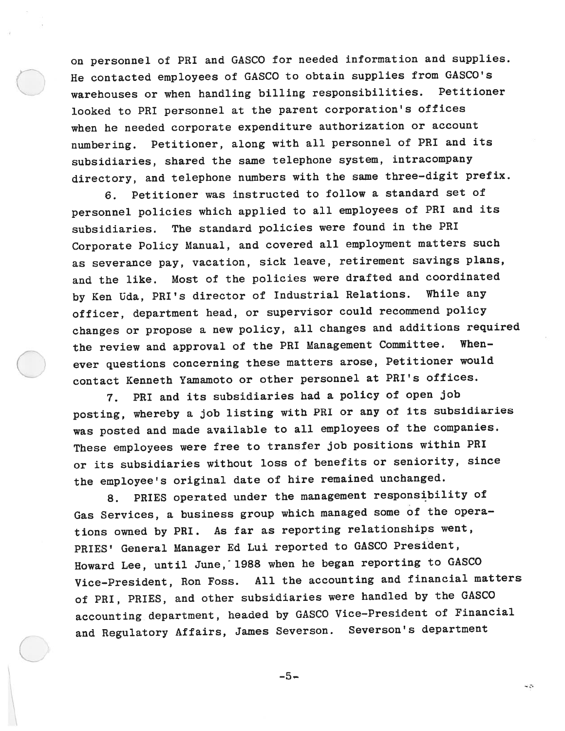on personnel of PRI and GASCO for needed information and supplies. He contacted employees of GASCO to obtain supplies from GASCO's warehouses or when handling billing responsibilities. Petitioner looked to PRI personnel at the parent corporation's offices when he needed corporate expenditure authorization or account numbering. Petitioner, along with all personnel of PRI and its subsidiaries, shared the same telephone system, intracompany directory, and telephone numbers with the same three-digit prefix.

6. Petitioner was instructed to follow a standard set of personnel policies which applied to all employees of PRI and its subsidiaries. The standard policies were found in the PRI Corporate Policy Manual, and covered all employment matters such as severance pay, vacation, sick leave, retirement savings plans, and the like. Most of the policies were drafted and coordinated by Ken Uda, PRI's director of Industrial Relations. While any officer, department head, or supervisor could recommend policy changes or propose a new policy, all changes and additions required the review and approval of the PRI Management Committee. Whenever questions concerning these matters arose, Petitioner would contact Kenneth Yamamoto or other personnel at PRI's offices.

7. PRI and its subsidiaries had a policy of open job posting, whereby a job listing with PRI or any of its subsidiaries was posted and made available to all employees of the companies. These employees were free to transfer job positions within PRI or its subsidiaries without loss of benefits or seniority, since the employee's original date of hire remained unchanged.

8. PRIES operated under the management responsibility of Gas Services, a business group which managed some of the operations owned by PRI. As far as reporting relationships went, PRIES' General Manager Ed Lui reported to GASCO President, Howard Lee, until June, 1988 when he began reporting to GASCO Vice-President, Ron Foss. All the accounting and financial matters of PRI, PRIES, and other subsidiaries were handled by the GASCO accounting department, headed by GASCO Vice-President of Financial and Regulatory Affairs, James Severson. Severson's department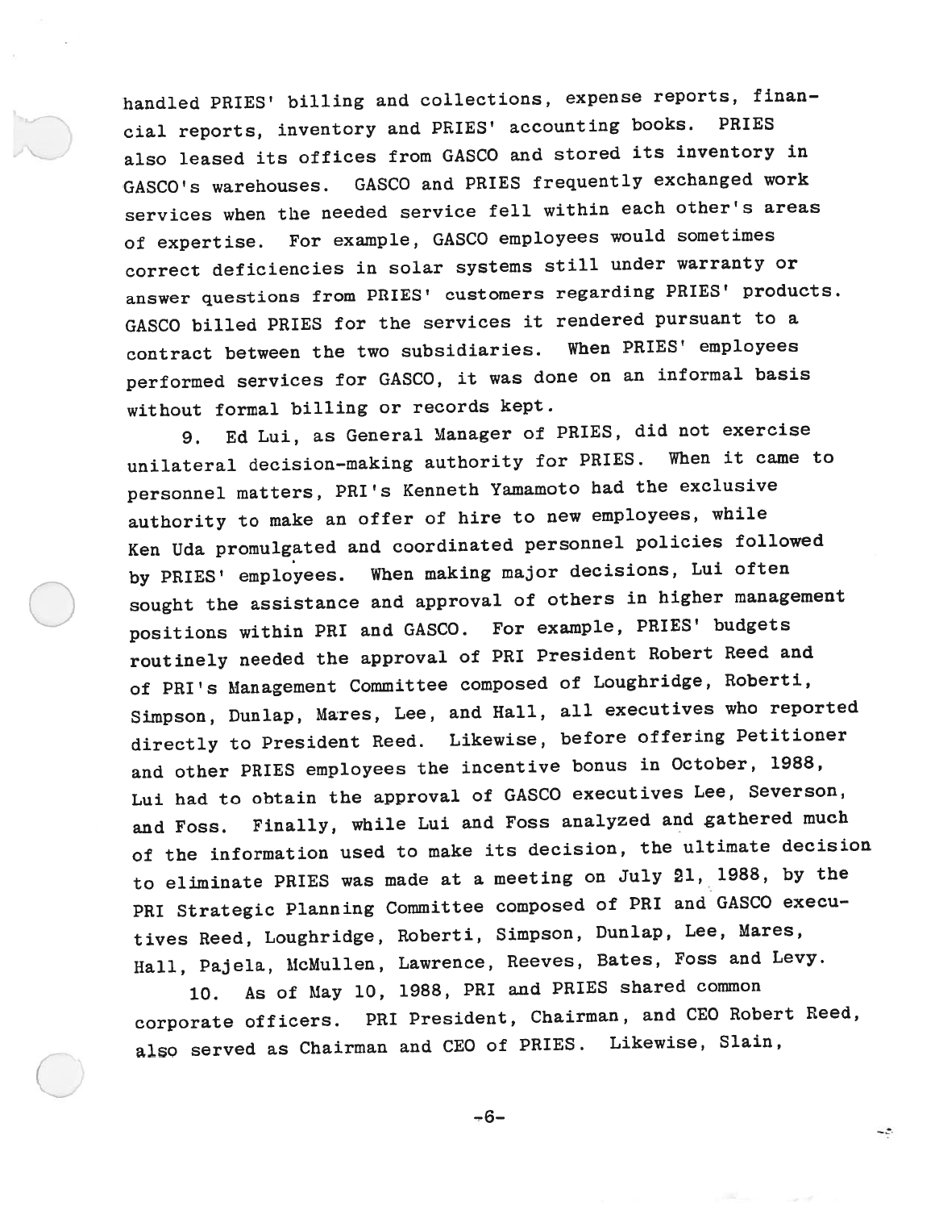handled PRIES' billing and collections, expense reports, financial reports, inventory and PRIES' accounting books. PRIES also leased its offices from GASCO and stored its inventory in GASCO's warehouses. GASCO and PRIES frequently exchanged work services when the needed service fell within each other's areas of expertise. For example, GASCO employees would sometimes correct deficiencies in solar systems still under warranty or answer questions from PRIES' customers regarding PRIES' products. GASCO billed PRIES for the services it rendered pursuant to a contract between the two subsidiaries. When PRIES' employees performed services for GASCO, it was done on an informal basis without formal billing or records kept.

9. Ed Lui, as General Manager of PRIES, did not exercise unilateral decision-making authority for PRIES. When it came to personnel matters, PRI's Kenneth Yamamoto had the exclusive authority to make an offer of hire to new employees, while Ken Uda promulgated and coordinated personnel policies followed by PRIES' employees. When making major decisions, Lui often sought the assistance and approval of others in higher management positions within PRI and GASCO. For example, PRIES' budgets routinely needed the approval of PRI President Robert Reed and of PRI's Management Committee composed of Loughridge, Roberti, Simpson, Dunlap, Mares, Lee, and Hall, all executives who reported directly to President Reed. Likewise, before offering Petitioner and other PRIES employees the incentive bonus in October, 1988, Lui had to obtain the approval of GASCO executives Lee, Severson, and Foss. Finally, while Lui and Foss analyzed and gathered much of the information used to make its decision, the ultimate decision to eliminate PRIES was made at a meeting on July 21, 1988, by the PRI Strategic Planning Committee composed of PRI and GASCO executives Reed, Loughridge, Roberti, Simpson, Dunlap, Lee, Mares, Hall, Pajela, McMullen, Lawrence, Reeves, Bates, Foss and Levy.

10. As of May 10, 1988, PRI and PRIES shared common corporate officers. PRI President, Chairman, and CEO Robert Reed, also served as Chairman and CEO of PRIES. Likewise, Slain,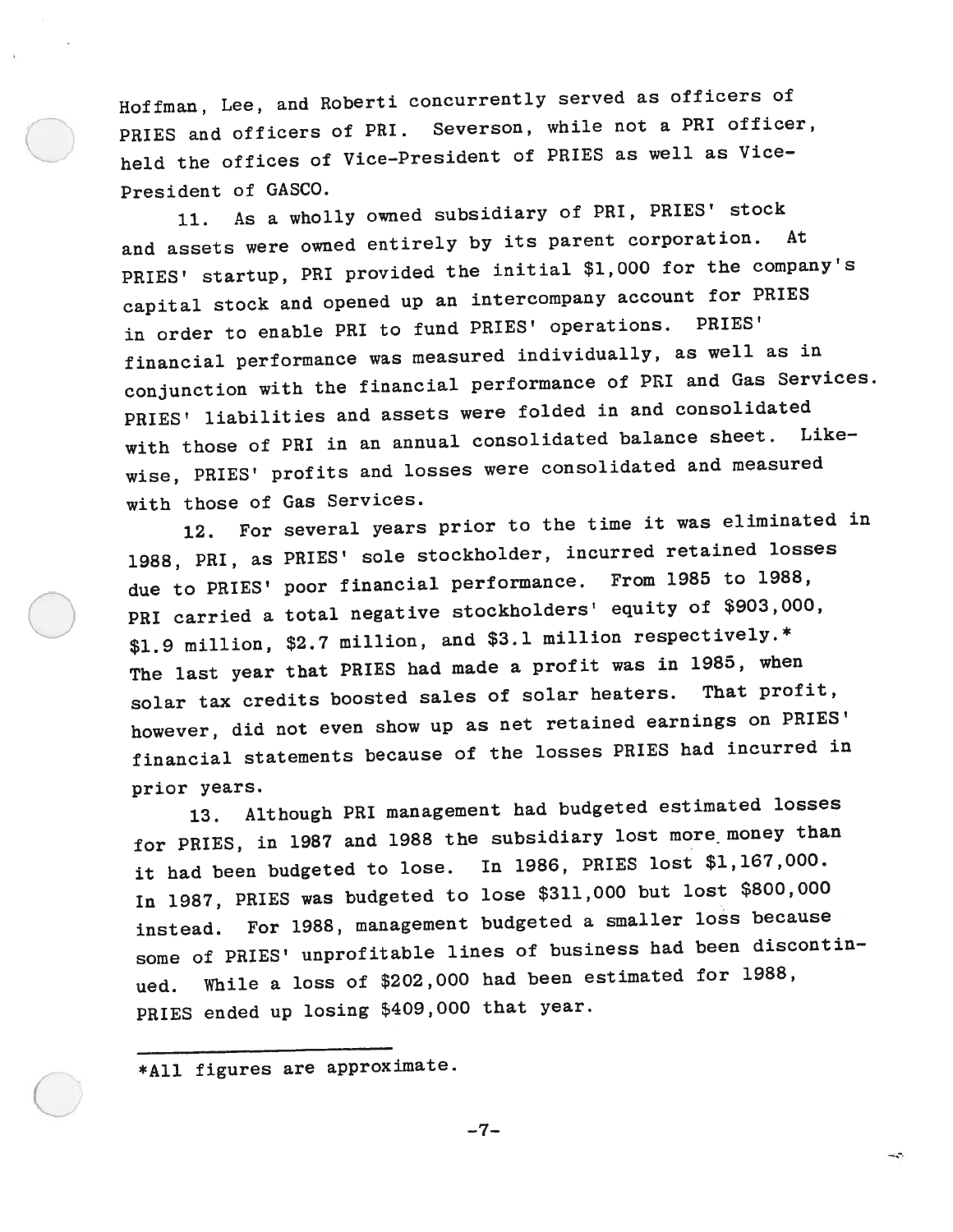Hoffman, Lee, and Roberti concurrently served as officers of PRIES and officers of PRI. Severson, while not a PRI officer, held the offices of Vice-President of PRIES as well as Vice-President of GASCO.

11. As a wholly owned subsidiary of PRI, PRIES' stock and assets were owned entirely by its parent corporation. At PRIES' startup, PRI provided the initial $1,000 for the company's capital stock and opened up an intercompany account for PRIES in order to enable PRI to fund PRIES' operations. PRIES' financial performance was measured individually, as well as in conjunction with the financial performance of PRI and Gas Services. PRIES' liabilities and assets were folded in and consolidated with those of PRI in an annual consolidated balance sheet. Likewise, PRIES' profits and losses were consolidated and measured with those of Gas Services.

12. For several years prior to the time it was eliminated in 1988, PRI, as PRIES' sole stockholder, incurred retained losses due to PRIES' poor financial performance. From 1985 to 1988, PRI carried a total negative stockholders' equity of $903,000, $1.9 million, $2.7 million, and $3.1 million respectively.* The last year that PRIES had made a profit was in 1985, when solar tax credits boosted sales of solar heaters. That profit, however, did not even show up as net retained earnings on PRIES' financial statements because of the losses PRIES had incurred in prior years.

13. Although PRI management had budgeted estimated losses for PRIES, in 1987 and 1988 the subsidiary lost more money than it had been budgeted to lose. In 1986, PRIES lost $1,167,000. In 1987, PRIES was budgeted to lose $311,000 but lost $800,000 instead. For 1988, management budgeted a smaller loss because some of PRIES' unprofitable lines of business had been discontinued. While a loss of $202,000 had been estimated for 1988, PRIES ended up losing $409,000 that year.

---

*All figures are approximate.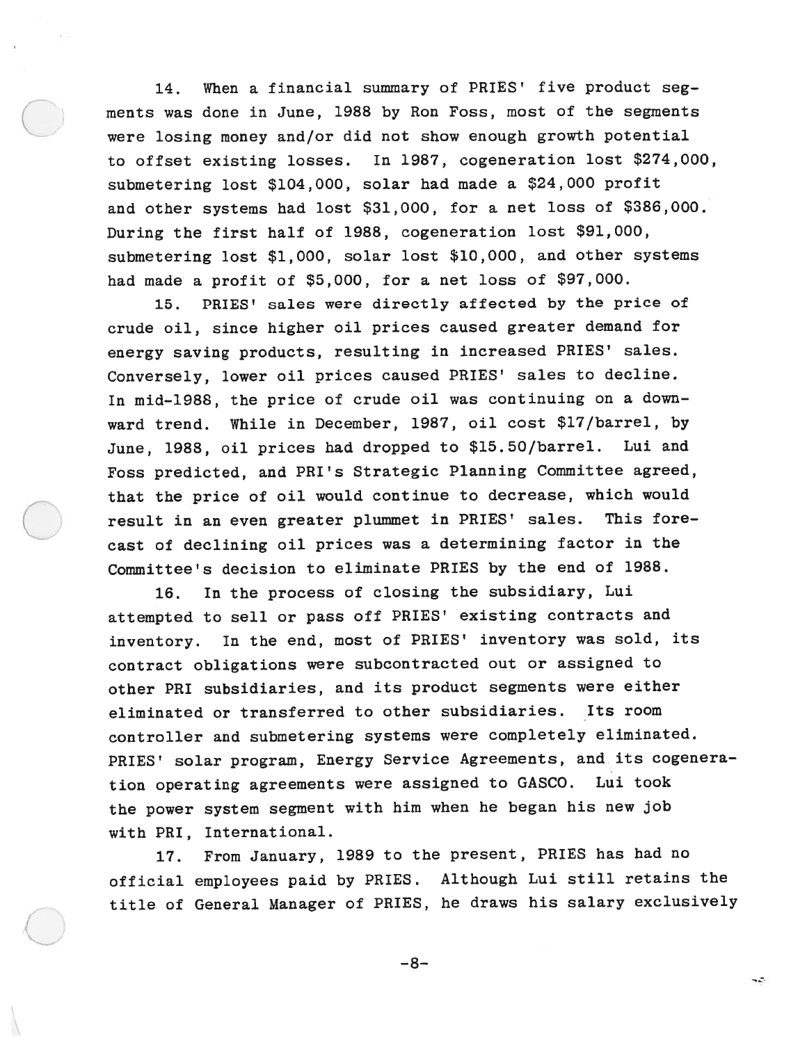14. When a financial summary of PRIES' five product segments was done in June, 1988 by Ron Foss, most of the segments were losing money and/or did not show enough growth potential to offset existing losses. In 1987, cogeneration lost $274,000, submetering lost $104,000, solar had made a $24,000 profit and other systems had lost $31,000, for a net loss of $386,000. During the first half of 1988, cogeneration lost $91,000, submetering lost $1,000, solar lost $10,000, and other systems had made a profit of $5,000, for a net loss of $97,000.

15. PRIES' sales were directly affected by the price of crude oil, since higher oil prices caused greater demand for energy saving products, resulting in increased PRIES' sales. Conversely, lower oil prices caused PRIES' sales to decline. In mid-1988, the price of crude oil was continuing on a downward trend. While in December, 1987, oil cost $17/barrel, by June, 1988, oil prices had dropped to $15.50/barrel. Lui and Foss predicted, and PRI's Strategic Planning Committee agreed, that the price of oil would continue to decrease, which would result in an even greater plummet in PRIES' sales. This forecast of declining oil prices was a determining factor in the Committee's decision to eliminate PRIES by the end of 1988.

16. In the process of closing the subsidiary, Lui attempted to sell or pass off PRIES' existing contracts and inventory. In the end, most of PRIES' inventory was sold, its contract obligations were subcontracted out or assigned to other PRI subsidiaries, and its product segments were either eliminated or transferred to other subsidiaries. Its room controller and submetering systems were completely eliminated. PRIES' solar program, Energy Service Agreements, and its cogeneration operating agreements were assigned to GASCO. Lui took the power system segment with him when he began his new job with PRI, International.

17. From January, 1989 to the present, PRIES has had no official employees paid by PRIES. Although Lui still retains the title of General Manager of PRIES, he draws his salary exclusively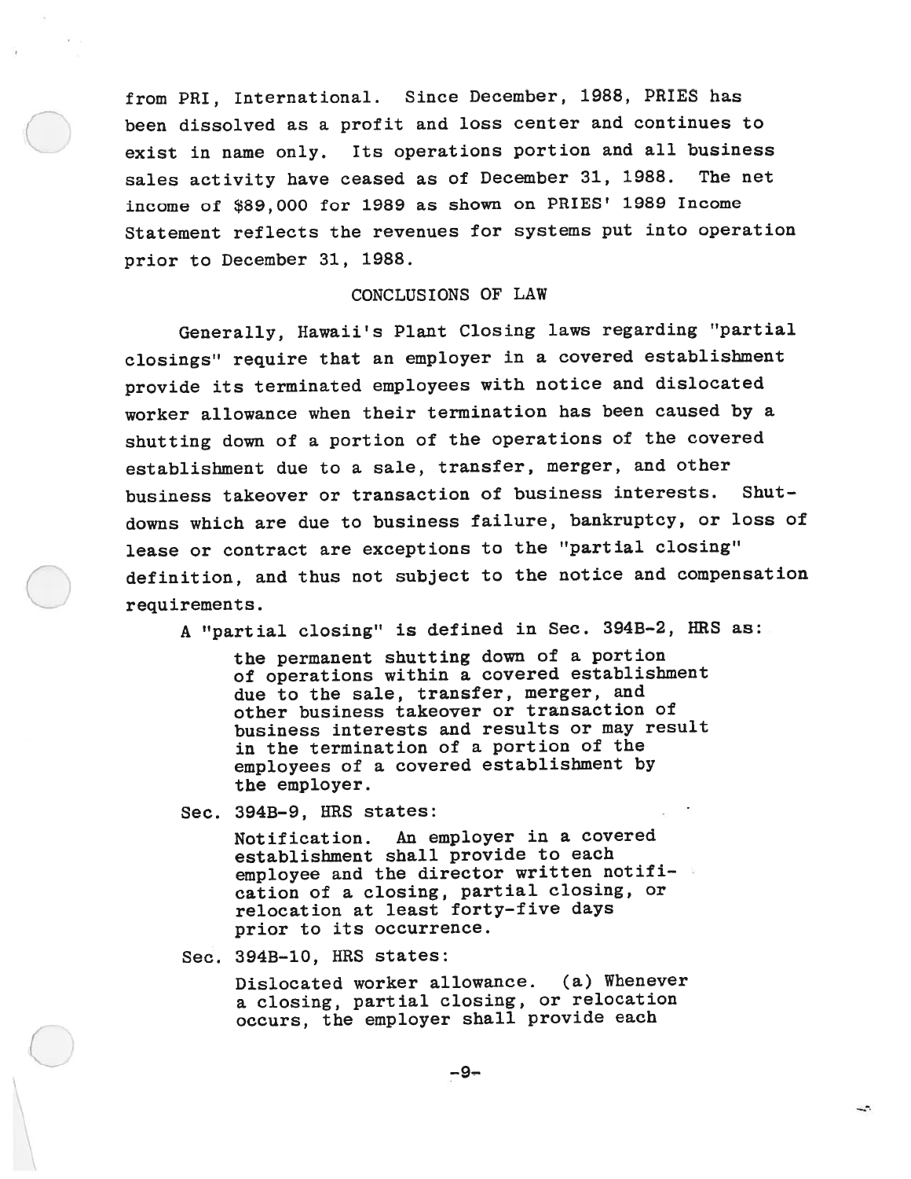from PRI, International. Since December, 1988, PRIES has been dissolved as a profit and loss center and continues to exist in name only. Its operations portion and all business sales activity have ceased as of December 31, 1988. The net income of $89,000 for 1989 as shown on PRIES' 1989 Income Statement reflects the revenues for systems put into operation prior to December 31, 1988.

## CONCLUSIONS OF LAW

Generally, Hawaii's Plant Closing laws regarding "partial closings" require that an employer in a covered establishment provide its terminated employees with notice and dislocated worker allowance when their termination has been caused by a shutting down of a portion of the operations of the covered establishment due to a sale, transfer, merger, and other business takeover or transaction of business interests. Shut-downs which are due to business failure, bankruptcy, or loss of lease or contract are exceptions to the "partial closing" definition, and thus not subject to the notice and compensation requirements.

A "partial closing" is defined in Sec. 394B-2, HRS as:

> the permanent shutting down of a portion of operations within a covered establishment due to the sale, transfer, merger, and other business takeover or transaction of business interests and results or may result in the termination of a portion of the employees of a covered establishment by the employer.

Sec. 394B-9, HRS states:

> Notification. An employer in a covered establishment shall provide to each employee and the director written notification of a closing, partial closing, or relocation at least forty-five days prior to its occurrence.

Sec. 394B-10, HRS states:

> Dislocated worker allowance. (a) Whenever a closing, partial closing, or relocation occurs, the employer shall provide each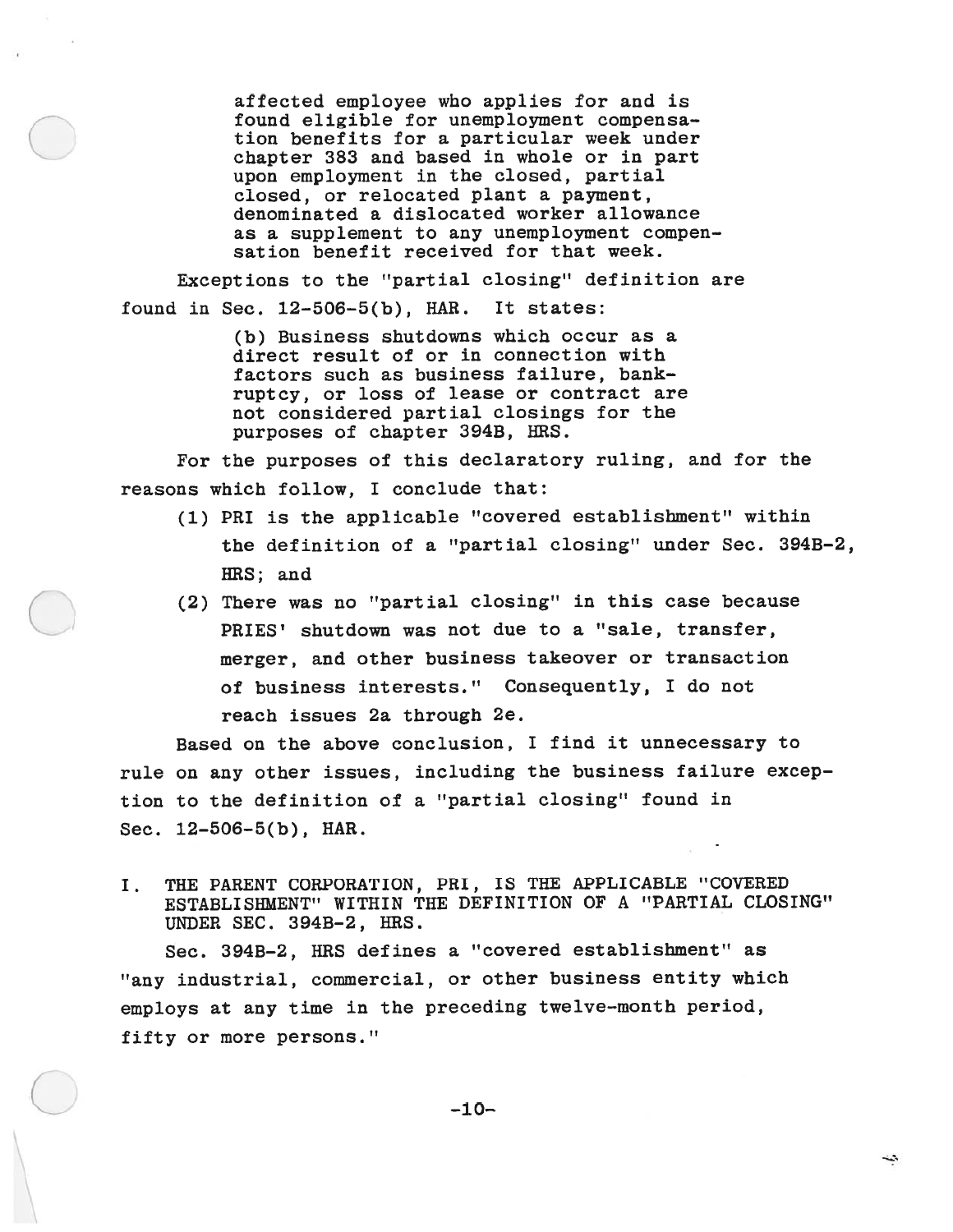> affected employee who applies for and is found eligible for unemployment compensation benefits for a particular week under chapter 383 and based in whole or in part upon employment in the closed, partial closed, or relocated plant a payment, denominated a dislocated worker allowance as a supplement to any unemployment compensation benefit received for that week.

Exceptions to the "partial closing" definition are found in Sec. 12-506-5(b), HAR. It states:

> (b) Business shutdowns which occur as a direct result of or in connection with factors such as business failure, bankruptcy, or loss of lease or contract are not considered partial closings for the purposes of chapter 394B, HRS.

For the purposes of this declaratory ruling, and for the reasons which follow, I conclude that:

(1) PRI is the applicable "covered establishment" within the definition of a "partial closing" under Sec. 394B-2, HRS; and

(2) There was no "partial closing" in this case because PRIES' shutdown was not due to a "sale, transfer, merger, and other business takeover or transaction of business interests." Consequently, I do not reach issues 2a through 2e.

Based on the above conclusion, I find it unnecessary to rule on any other issues, including the business failure exception to the definition of a "partial closing" found in Sec. 12-506-5(b), HAR.

## I. THE PARENT CORPORATION, PRI, IS THE APPLICABLE "COVERED ESTABLISHMENT" WITHIN THE DEFINITION OF A "PARTIAL CLOSING" UNDER SEC. 394B-2, HRS.

Sec. 394B-2, HRS defines a "covered establishment" as "any industrial, commercial, or other business entity which employs at any time in the preceding twelve-month period, fifty or more persons."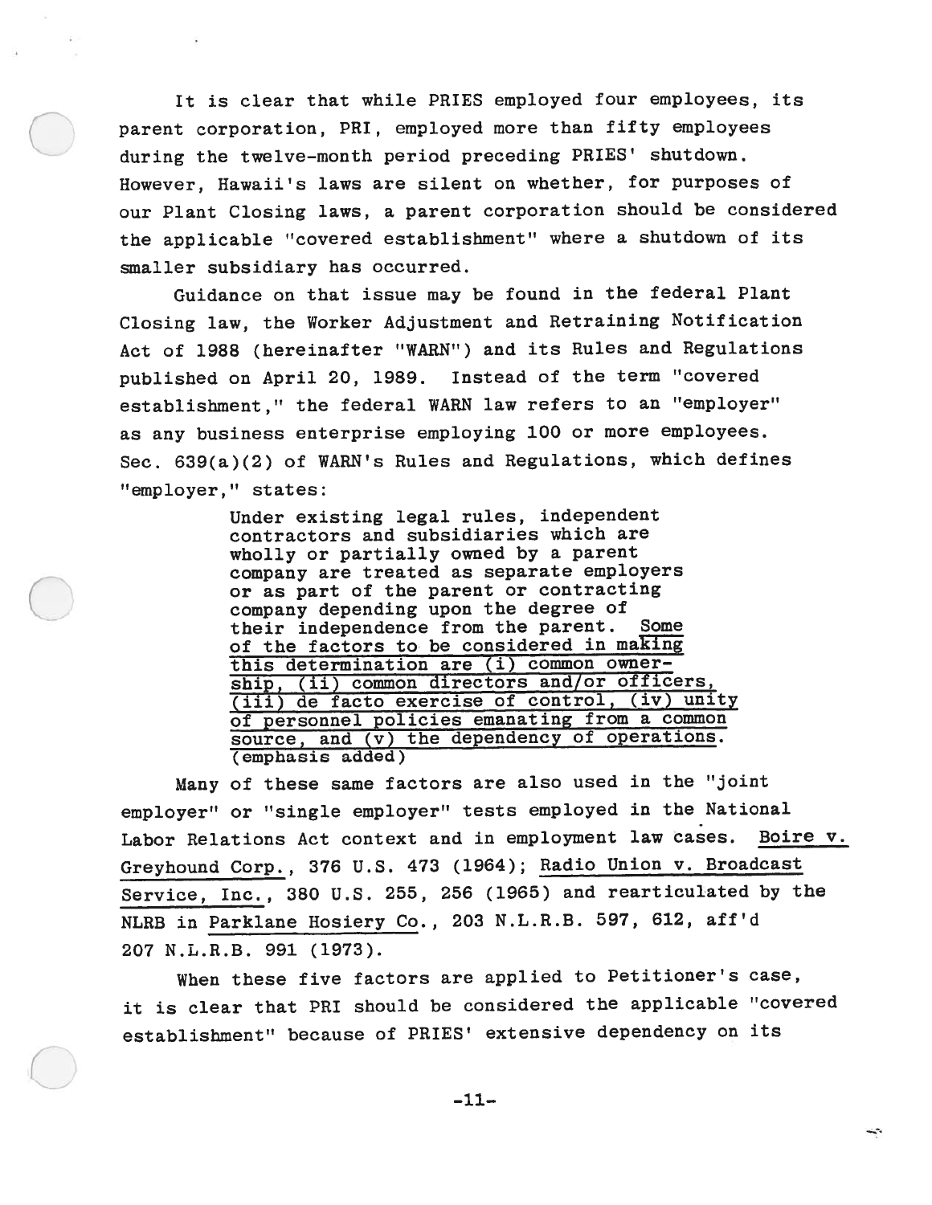It is clear that while PRIES employed four employees, its parent corporation, PRI, employed more than fifty employees during the twelve-month period preceding PRIES' shutdown. However, Hawaii's laws are silent on whether, for purposes of our Plant Closing laws, a parent corporation should be considered the applicable "covered establishment" where a shutdown of its smaller subsidiary has occurred.

Guidance on that issue may be found in the federal Plant Closing law, the Worker Adjustment and Retraining Notification Act of 1988 (hereinafter "WARN") and its Rules and Regulations published on April 20, 1989. Instead of the term "covered establishment," the federal WARN law refers to an "employer" as any business enterprise employing 100 or more employees. Sec. 639(a)(2) of WARN's Rules and Regulations, which defines "employer," states:

> Under existing legal rules, independent contractors and subsidiaries which are wholly or partially owned by a parent company are treated as separate employers or as part of the parent or contracting company depending upon the degree of their independence from the parent. <u>Some of the factors to be considered in making this determination are (i) common ownership, (ii) common directors and/or officers, (iii) de facto exercise of control, (iv) unity of personnel policies emanating from a common source, and (v) the dependency of operations.</u> (emphasis added)

Many of these same factors are also used in the "joint employer" or "single employer" tests employed in the National Labor Relations Act context and in employment law cases. <u>Boire v. Greyhound Corp.</u>, 376 U.S. 473 (1964); <u>Radio Union v. Broadcast Service, Inc.</u>, 380 U.S. 255, 256 (1965) and rearticulated by the NLRB in <u>Parklane Hosiery Co.</u>, 203 N.L.R.B. 597, 612, aff'd 207 N.L.R.B. 991 (1973).

When these five factors are applied to Petitioner's case, it is clear that PRI should be considered the applicable "covered establishment" because of PRIES' extensive dependency on its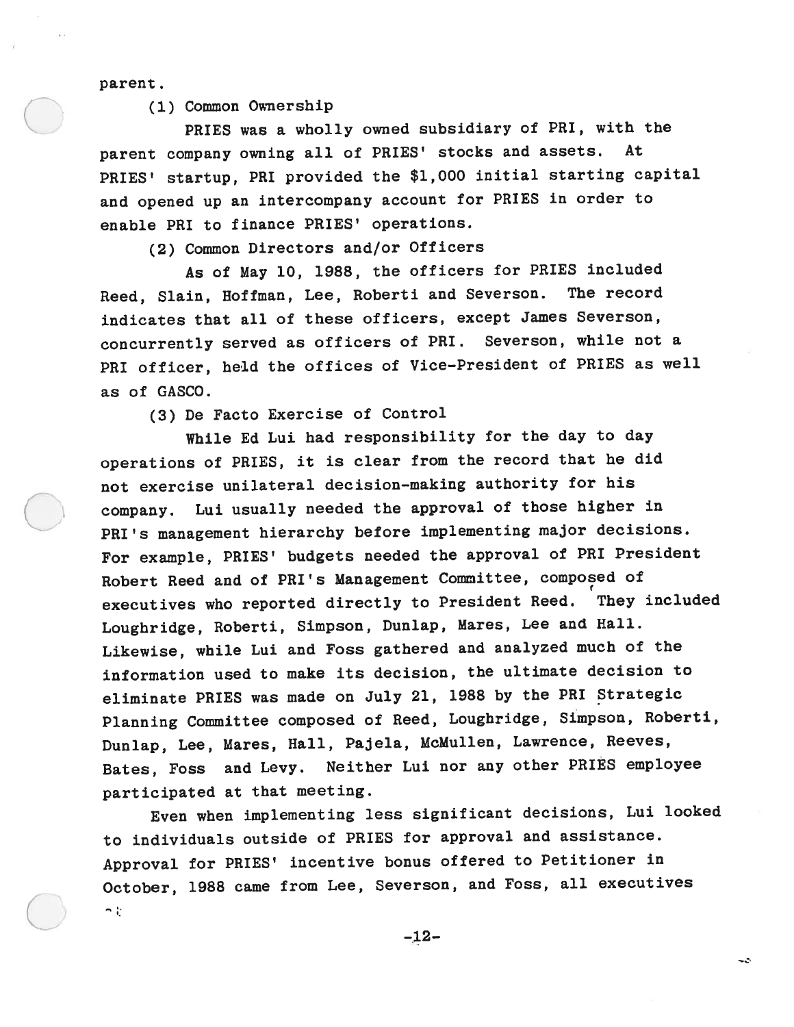parent.

(1) Common Ownership

PRIES was a wholly owned subsidiary of PRI, with the parent company owning all of PRIES' stocks and assets. At PRIES' startup, PRI provided the $1,000 initial starting capital and opened up an intercompany account for PRIES in order to enable PRI to finance PRIES' operations.

(2) Common Directors and/or Officers

As of May 10, 1988, the officers for PRIES included Reed, Slain, Hoffman, Lee, Roberti and Severson. The record indicates that all of these officers, except James Severson, concurrently served as officers of PRI. Severson, while not a PRI officer, held the offices of Vice-President of PRIES as well as of GASCO.

(3) De Facto Exercise of Control

While Ed Lui had responsibility for the day to day operations of PRIES, it is clear from the record that he did not exercise unilateral decision-making authority for his company. Lui usually needed the approval of those higher in PRI's management hierarchy before implementing major decisions. For example, PRIES' budgets needed the approval of PRI President Robert Reed and of PRI's Management Committee, composed of executives who reported directly to President Reed. They included Loughridge, Roberti, Simpson, Dunlap, Mares, Lee and Hall. Likewise, while Lui and Foss gathered and analyzed much of the information used to make its decision, the ultimate decision to eliminate PRIES was made on July 21, 1988 by the PRI Strategic Planning Committee composed of Reed, Loughridge, Simpson, Roberti, Dunlap, Lee, Mares, Hall, Pajela, McMullen, Lawrence, Reeves, Bates, Foss and Levy. Neither Lui nor any other PRIES employee participated at that meeting.

Even when implementing less significant decisions, Lui looked to individuals outside of PRIES for approval and assistance. Approval for PRIES' incentive bonus offered to Petitioner in October, 1988 came from Lee, Severson, and Foss, all executives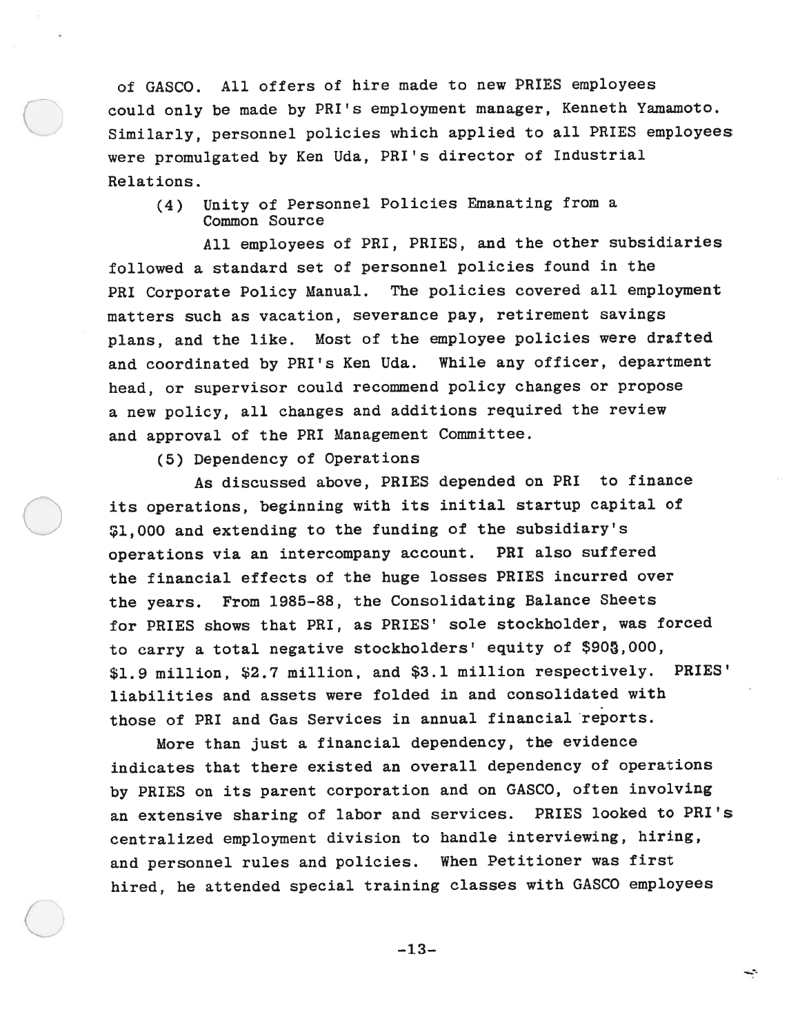of GASCO. All offers of hire made to new PRIES employees could only be made by PRI's employment manager, Kenneth Yamamoto. Similarly, personnel policies which applied to all PRIES employees were promulgated by Ken Uda, PRI's director of Industrial Relations.

(4) Unity of Personnel Policies Emanating from a Common Source

All employees of PRI, PRIES, and the other subsidiaries followed a standard set of personnel policies found in the PRI Corporate Policy Manual. The policies covered all employment matters such as vacation, severance pay, retirement savings plans, and the like. Most of the employee policies were drafted and coordinated by PRI's Ken Uda. While any officer, department head, or supervisor could recommend policy changes or propose a new policy, all changes and additions required the review and approval of the PRI Management Committee.

(5) Dependency of Operations

As discussed above, PRIES depended on PRI to finance its operations, beginning with its initial startup capital of $1,000 and extending to the funding of the subsidiary's operations via an intercompany account. PRI also suffered the financial effects of the huge losses PRIES incurred over the years. From 1985-88, the Consolidating Balance Sheets for PRIES shows that PRI, as PRIES' sole stockholder, was forced to carry a total negative stockholders' equity of $903,000, $1.9 million, $2.7 million, and $3.1 million respectively. PRIES' liabilities and assets were folded in and consolidated with those of PRI and Gas Services in annual financial reports.

More than just a financial dependency, the evidence indicates that there existed an overall dependency of operations by PRIES on its parent corporation and on GASCO, often involving an extensive sharing of labor and services. PRIES looked to PRI's centralized employment division to handle interviewing, hiring, and personnel rules and policies. When Petitioner was first hired, he attended special training classes with GASCO employees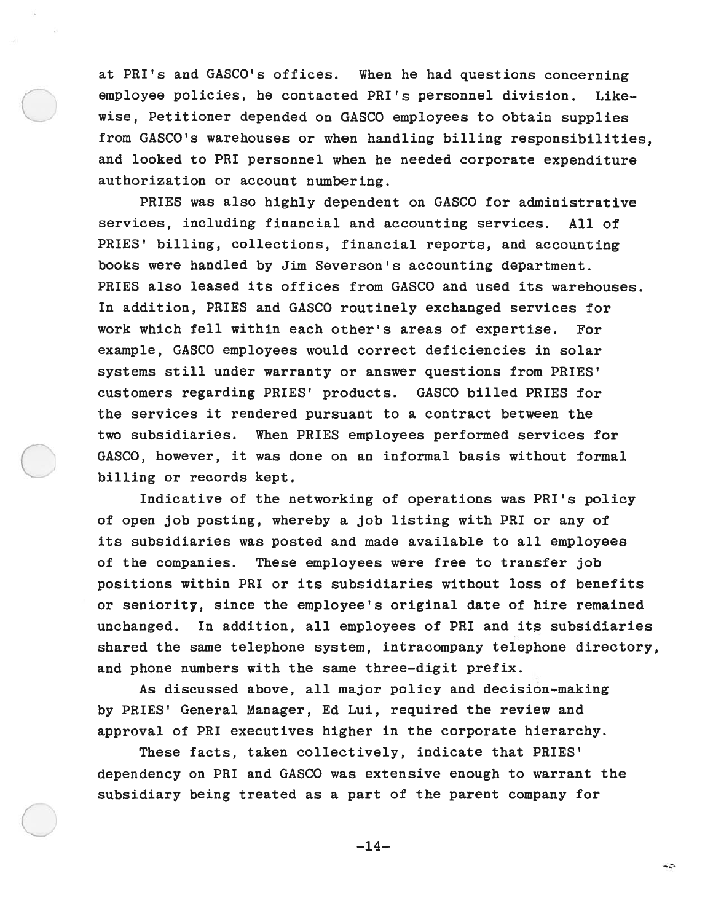at PRI's and GASCO's offices. When he had questions concerning employee policies, he contacted PRI's personnel division. Likewise, Petitioner depended on GASCO employees to obtain supplies from GASCO's warehouses or when handling billing responsibilities, and looked to PRI personnel when he needed corporate expenditure authorization or account numbering.

PRIES was also highly dependent on GASCO for administrative services, including financial and accounting services. All of PRIES' billing, collections, financial reports, and accounting books were handled by Jim Severson's accounting department. PRIES also leased its offices from GASCO and used its warehouses. In addition, PRIES and GASCO routinely exchanged services for work which fell within each other's areas of expertise. For example, GASCO employees would correct deficiencies in solar systems still under warranty or answer questions from PRIES' customers regarding PRIES' products. GASCO billed PRIES for the services it rendered pursuant to a contract between the two subsidiaries. When PRIES employees performed services for GASCO, however, it was done on an informal basis without formal billing or records kept.

Indicative of the networking of operations was PRI's policy of open job posting, whereby a job listing with PRI or any of its subsidiaries was posted and made available to all employees of the companies. These employees were free to transfer job positions within PRI or its subsidiaries without loss of benefits or seniority, since the employee's original date of hire remained unchanged. In addition, all employees of PRI and its subsidiaries shared the same telephone system, intracompany telephone directory, and phone numbers with the same three-digit prefix.

As discussed above, all major policy and decision-making by PRIES' General Manager, Ed Lui, required the review and approval of PRI executives higher in the corporate hierarchy.

These facts, taken collectively, indicate that PRIES' dependency on PRI and GASCO was extensive enough to warrant the subsidiary being treated as a part of the parent company for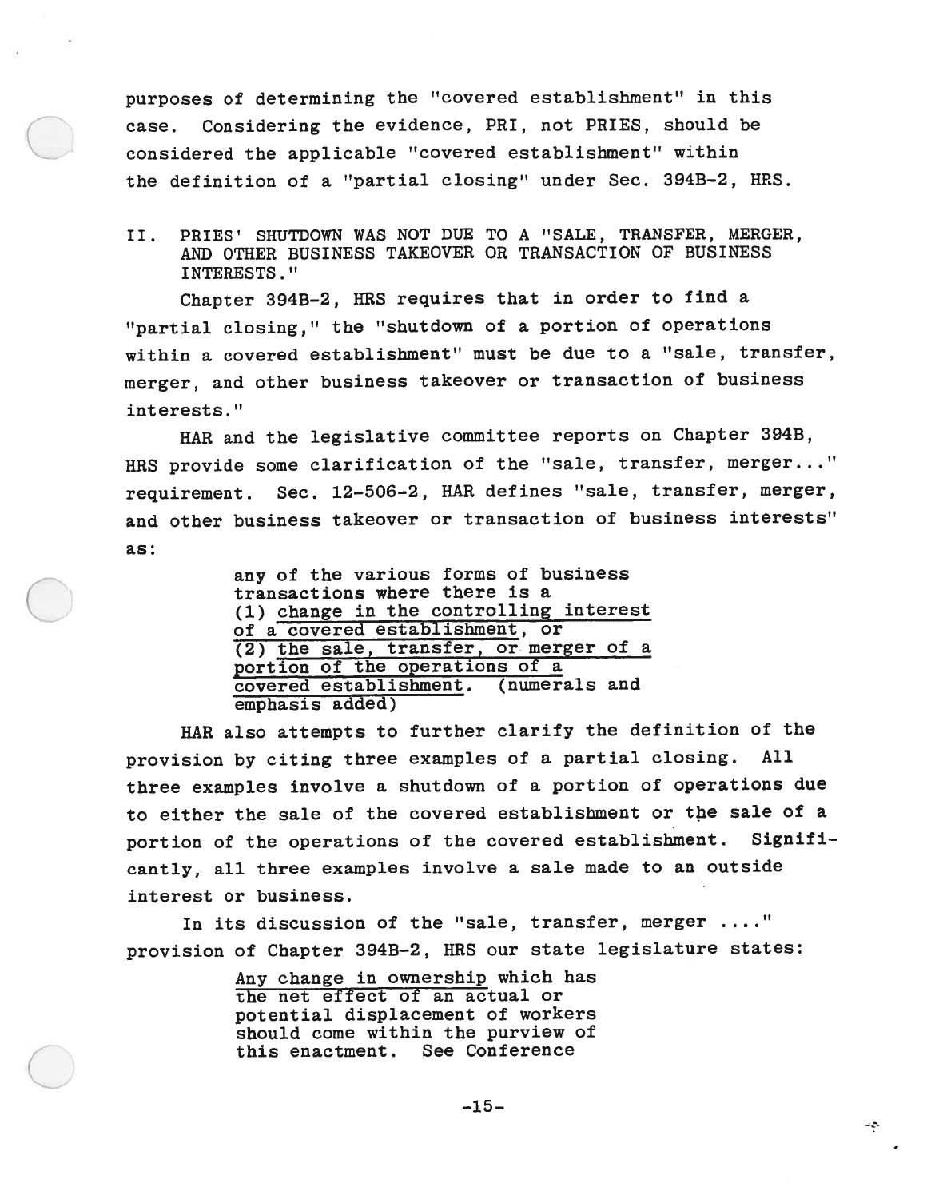purposes of determining the "covered establishment" in this case. Considering the evidence, PRI, not PRIES, should be considered the applicable "covered establishment" within the definition of a "partial closing" under Sec. 394B-2, HRS.

## II. PRIES' SHUTDOWN WAS NOT DUE TO A "SALE, TRANSFER, MERGER, AND OTHER BUSINESS TAKEOVER OR TRANSACTION OF BUSINESS INTERESTS."

Chapter 394B-2, HRS requires that in order to find a "partial closing," the "shutdown of a portion of operations within a covered establishment" must be due to a "sale, transfer, merger, and other business takeover or transaction of business interests."

HAR and the legislative committee reports on Chapter 394B, HRS provide some clarification of the "sale, transfer, merger..." requirement. Sec. 12-506-2, HAR defines "sale, transfer, merger, and other business takeover or transaction of business interests" as:

> any of the various forms of business transactions where there is a (1) <u>change in the controlling interest of a covered establishment</u>, or (2) <u>the sale, transfer, or merger of a portion of the operations of a covered establishment</u>. (numerals and emphasis added)

HAR also attempts to further clarify the definition of the provision by citing three examples of a partial closing. All three examples involve a shutdown of a portion of operations due to either the sale of the covered establishment or the sale of a portion of the operations of the covered establishment. Significantly, all three examples involve a sale made to an outside interest or business.

In its discussion of the "sale, transfer, merger ...." provision of Chapter 394B-2, HRS our state legislature states:

> <u>Any change in ownership</u> which has the net effect of an actual or potential displacement of workers should come within the purview of this enactment. See Conference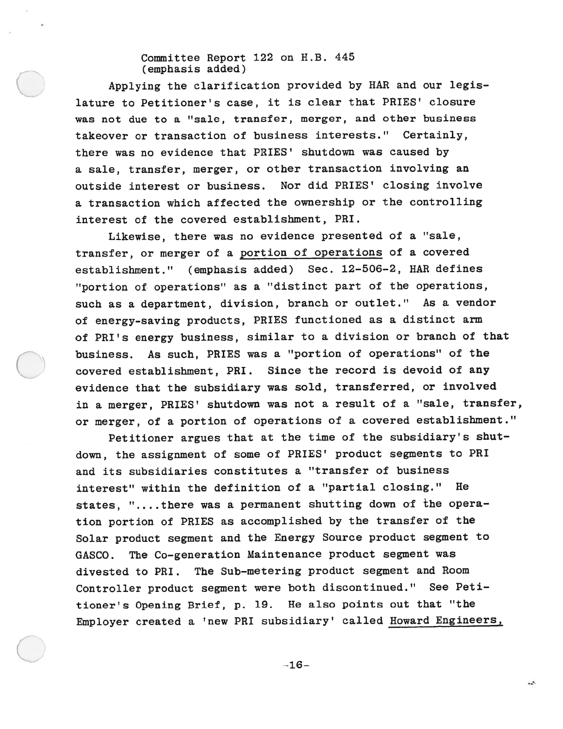Committee Report 122 on H.B. 445
(emphasis added)

Applying the clarification provided by HAR and our legislature to Petitioner's case, it is clear that PRIES' closure was not due to a "sale, transfer, merger, and other business takeover or transaction of business interests." Certainly, there was no evidence that PRIES' shutdown was caused by a sale, transfer, merger, or other transaction involving an outside interest or business. Nor did PRIES' closing involve a transaction which affected the ownership or the controlling interest of the covered establishment, PRI.

Likewise, there was no evidence presented of a "sale, transfer, or merger of a portion of operations of a covered establishment." (emphasis added) Sec. 12-506-2, HAR defines "portion of operations" as a "distinct part of the operations, such as a department, division, branch or outlet." As a vendor of energy-saving products, PRIES functioned as a distinct arm of PRI's energy business, similar to a division or branch of that business. As such, PRIES was a "portion of operations" of the covered establishment, PRI. Since the record is devoid of any evidence that the subsidiary was sold, transferred, or involved in a merger, PRIES' shutdown was not a result of a "sale, transfer, or merger, of a portion of operations of a covered establishment."

Petitioner argues that at the time of the subsidiary's shutdown, the assignment of some of PRIES' product segments to PRI and its subsidiaries constitutes a "transfer of business interest" within the definition of a "partial closing." He states, "....there was a permanent shutting down of the operation portion of PRIES as accomplished by the transfer of the Solar product segment and the Energy Source product segment to GASCO. The Co-generation Maintenance product segment was divested to PRI. The Sub-metering product segment and Room Controller product segment were both discontinued." See Petitioner's Opening Brief, p. 19. He also points out that "the Employer created a 'new PRI subsidiary' called Howard Engineers,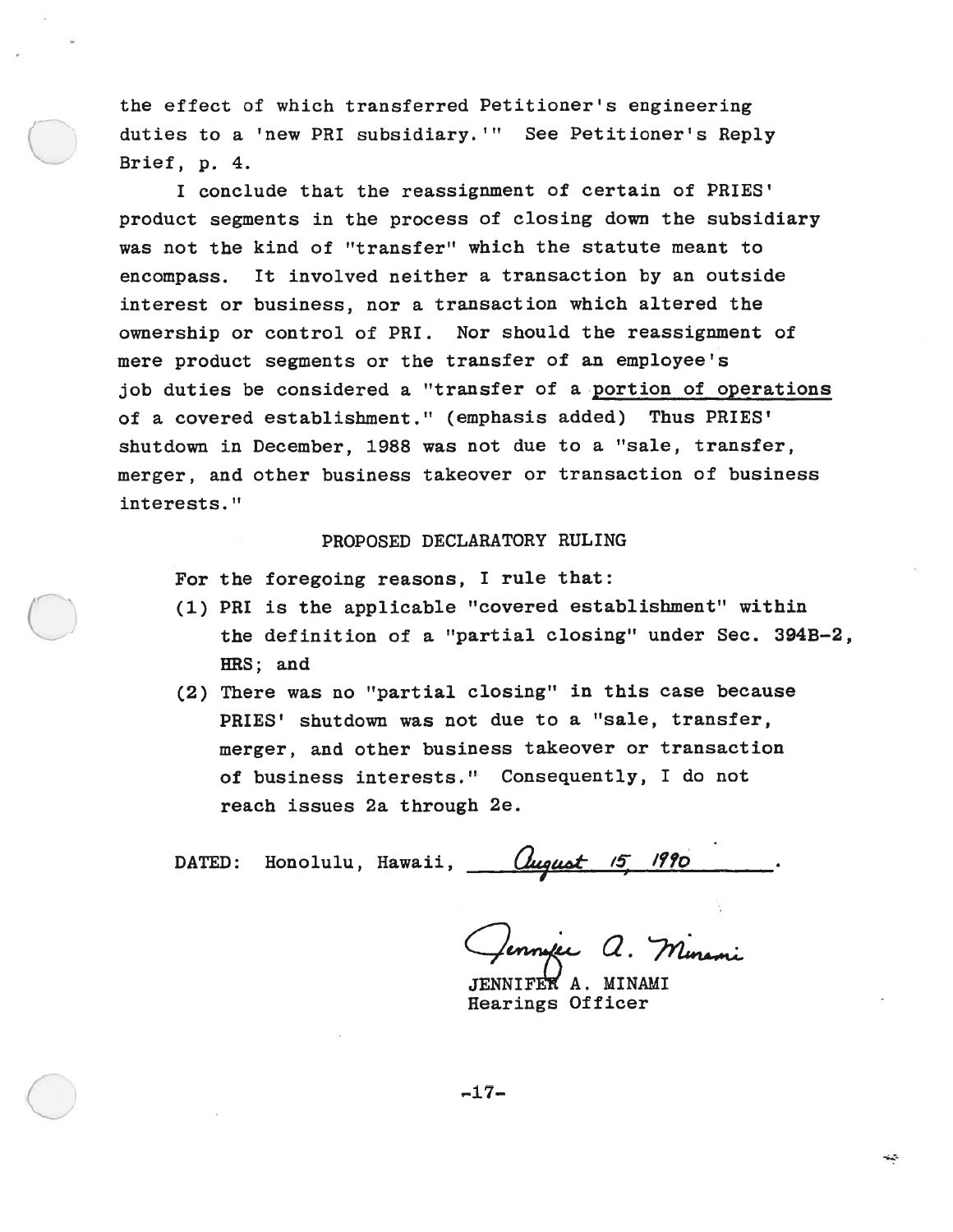the effect of which transferred Petitioner's engineering duties to a 'new PRI subsidiary.'" See Petitioner's Reply Brief, p. 4.

I conclude that the reassignment of certain of PRIES' product segments in the process of closing down the subsidiary was not the kind of "transfer" which the statute meant to encompass. It involved neither a transaction by an outside interest or business, nor a transaction which altered the ownership or control of PRI. Nor should the reassignment of mere product segments or the transfer of an employee's job duties be considered a "transfer of a <u>portion of operations</u> of a covered establishment." (emphasis added) Thus PRIES' shutdown in December, 1988 was not due to a "sale, transfer, merger, and other business takeover or transaction of business interests."

## PROPOSED DECLARATORY RULING

For the foregoing reasons, I rule that:

(1) PRI is the applicable "covered establishment" within the definition of a "partial closing" under Sec. 394B-2, HRS; and

(2) There was no "partial closing" in this case because PRIES' shutdown was not due to a "sale, transfer, merger, and other business takeover or transaction of business interests." Consequently, I do not reach issues 2a through 2e.

DATED: Honolulu, Hawaii, August 15, 1990.

Jennifer A. Minami

JENNIFER A. MINAMI
Hearings Officer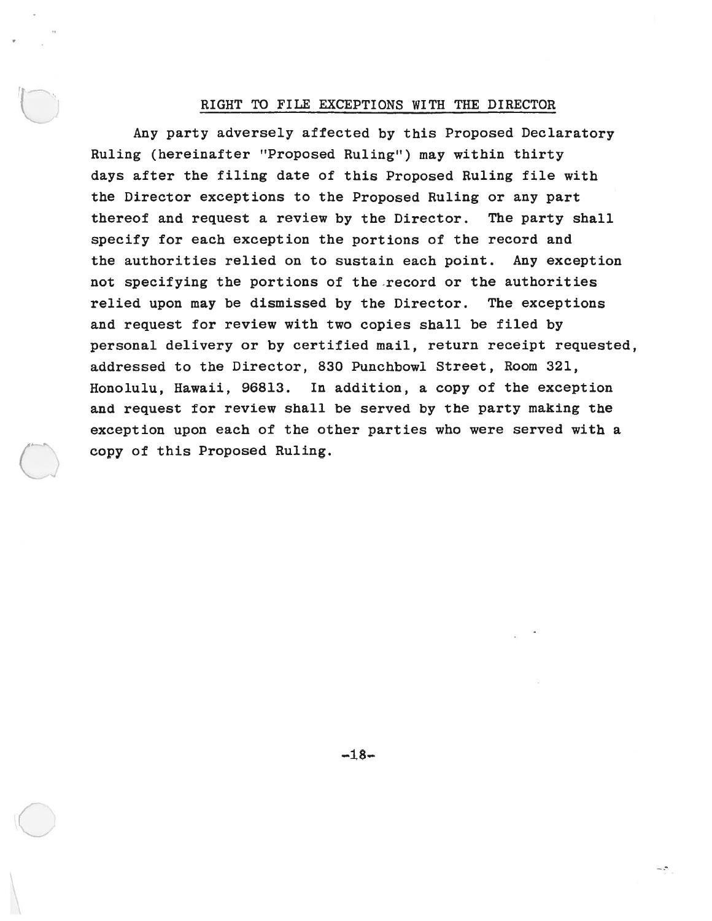## RIGHT TO FILE EXCEPTIONS WITH THE DIRECTOR

Any party adversely affected by this Proposed Declaratory Ruling (hereinafter "Proposed Ruling") may within thirty days after the filing date of this Proposed Ruling file with the Director exceptions to the Proposed Ruling or any part thereof and request a review by the Director. The party shall specify for each exception the portions of the record and the authorities relied on to sustain each point. Any exception not specifying the portions of the record or the authorities relied upon may be dismissed by the Director. The exceptions and request for review with two copies shall be filed by personal delivery or by certified mail, return receipt requested, addressed to the Director, 830 Punchbowl Street, Room 321, Honolulu, Hawaii, 96813. In addition, a copy of the exception and request for review shall be served by the party making the exception upon each of the other parties who were served with a copy of this Proposed Ruling.